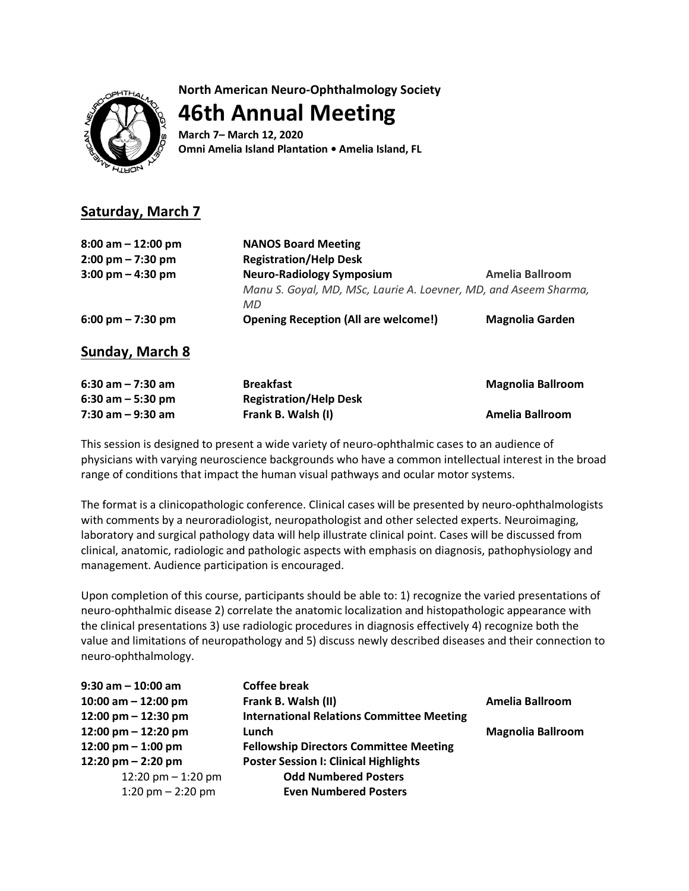**North American Neuro-Ophthalmology Society**

# 46th Annual Meeting

**March 7– March 12, 2020**
**Omni Amelia Island Plantation • Amelia Island, FL**

## Saturday, March 7

| | | |
|---|---|---|
| **8:00 am – 12:00 pm** | **NANOS Board Meeting** | |
| **2:00 pm – 7:30 pm** | **Registration/Help Desk** | |
| **3:00 pm – 4:30 pm** | **Neuro-Radiology Symposium**<br>*Manu S. Goyal, MD, MSc, Laurie A. Loevner, MD, and Aseem Sharma, MD* | **Amelia Ballroom** |
| **6:00 pm – 7:30 pm** | **Opening Reception (All are welcome!)** | **Magnolia Garden** |

## Sunday, March 8

| | | |
|---|---|---|
| **6:30 am – 7:30 am** | **Breakfast** | **Magnolia Ballroom** |
| **6:30 am – 5:30 pm** | **Registration/Help Desk** | |
| **7:30 am – 9:30 am** | **Frank B. Walsh (I)** | **Amelia Ballroom** |

This session is designed to present a wide variety of neuro-ophthalmic cases to an audience of physicians with varying neuroscience backgrounds who have a common intellectual interest in the broad range of conditions that impact the human visual pathways and ocular motor systems.

The format is a clinicopathologic conference. Clinical cases will be presented by neuro-ophthalmologists with comments by a neuroradiologist, neuropathologist and other selected experts. Neuroimaging, laboratory and surgical pathology data will help illustrate clinical point. Cases will be discussed from clinical, anatomic, radiologic and pathologic aspects with emphasis on diagnosis, pathophysiology and management. Audience participation is encouraged.

Upon completion of this course, participants should be able to: 1) recognize the varied presentations of neuro-ophthalmic disease 2) correlate the anatomic localization and histopathologic appearance with the clinical presentations 3) use radiologic procedures in diagnosis effectively 4) recognize both the value and limitations of neuropathology and 5) discuss newly described diseases and their connection to neuro-ophthalmology.

| | | |
|---|---|---|
| **9:30 am – 10:00 am** | **Coffee break** | |
| **10:00 am – 12:00 pm** | **Frank B. Walsh (II)** | **Amelia Ballroom** |
| **12:00 pm – 12:30 pm** | **International Relations Committee Meeting** | |
| **12:00 pm – 12:20 pm** | **Lunch** | **Magnolia Ballroom** |
| **12:00 pm – 1:00 pm** | **Fellowship Directors Committee Meeting** | |
| **12:20 pm – 2:20 pm** | **Poster Session I: Clinical Highlights** | |
| 12:20 pm – 1:20 pm | **Odd Numbered Posters** | |
| 1:20 pm – 2:20 pm | **Even Numbered Posters** | |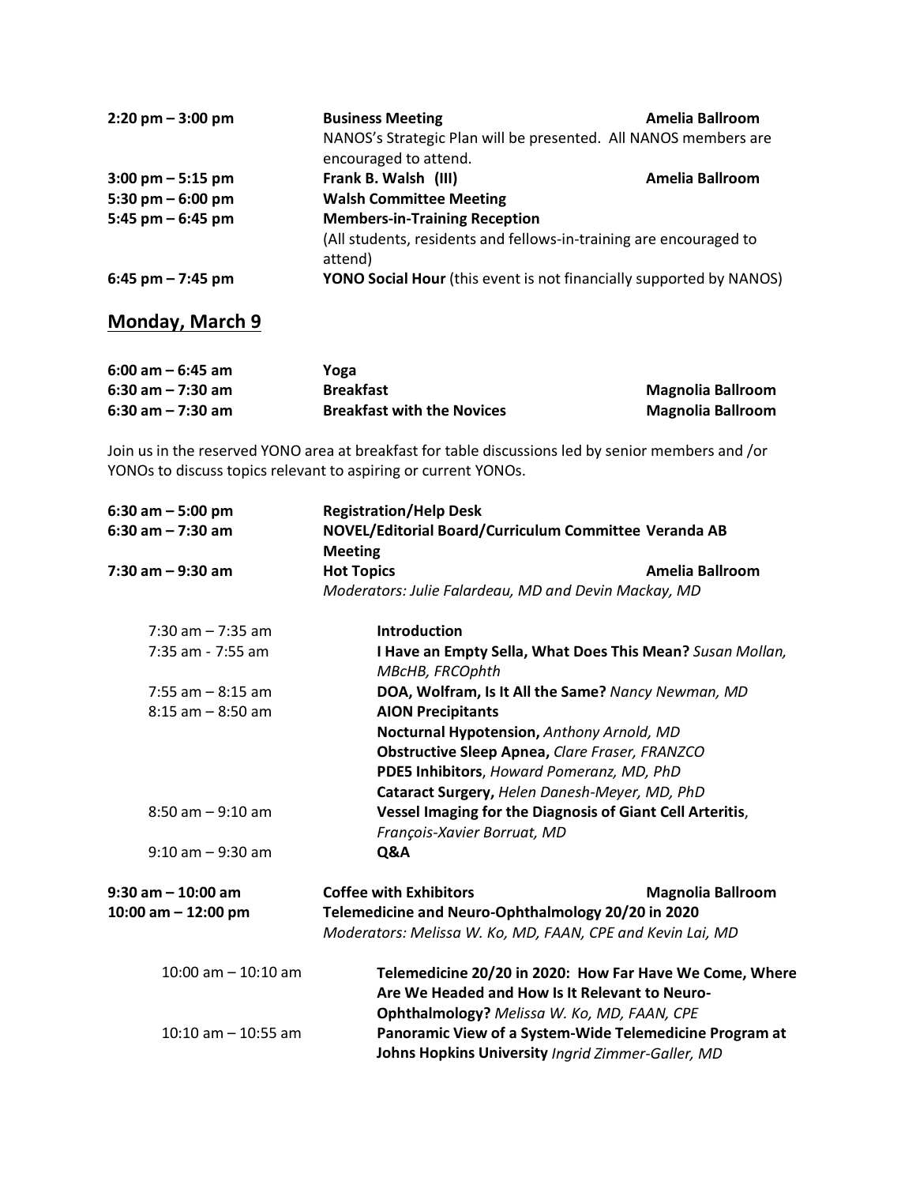| | | |
|---|---|---|
| **2:20 pm – 3:00 pm** | **Business Meeting**<br>NANOS's Strategic Plan will be presented. All NANOS members are encouraged to attend. | **Amelia Ballroom** |
| **3:00 pm – 5:15 pm** | **Frank B. Walsh (III)** | **Amelia Ballroom** |
| **5:30 pm – 6:00 pm** | **Walsh Committee Meeting** | |
| **5:45 pm – 6:45 pm** | **Members-in-Training Reception**<br>(All students, residents and fellows-in-training are encouraged to attend) | |
| **6:45 pm – 7:45 pm** | **YONO Social Hour** (this event is not financially supported by NANOS) | |

## Monday, March 9

| | | |
|---|---|---|
| **6:00 am – 6:45 am** | **Yoga** | |
| **6:30 am – 7:30 am** | **Breakfast** | **Magnolia Ballroom** |
| **6:30 am – 7:30 am** | **Breakfast with the Novices** | **Magnolia Ballroom** |

Join us in the reserved YONO area at breakfast for table discussions led by senior members and /or YONOs to discuss topics relevant to aspiring or current YONOs.

| | | |
|---|---|---|
| **6:30 am – 5:00 pm** | **Registration/Help Desk** | |
| **6:30 am – 7:30 am** | **NOVEL/Editorial Board/Curriculum Committee Meeting** | **Veranda AB** |
| **7:30 am – 9:30 am** | **Hot Topics**<br>*Moderators: Julie Falardeau, MD and Devin Mackay, MD* | **Amelia Ballroom** |

- 7:30 am – 7:35 am — **Introduction**
- 7:35 am - 7:55 am — **I Have an Empty Sella, What Does This Mean?** *Susan Mollan, MBcHB, FRCOphth*
- 7:55 am – 8:15 am — **DOA, Wolfram, Is It All the Same?** *Nancy Newman, MD*
- 8:15 am – 8:50 am — **AION Precipitants**
  - **Nocturnal Hypotension,** *Anthony Arnold, MD*
  - **Obstructive Sleep Apnea,** *Clare Fraser, FRANZCO*
  - **PDE5 Inhibitors**, *Howard Pomeranz, MD, PhD*
  - **Cataract Surgery,** *Helen Danesh-Meyer, MD, PhD*
- 8:50 am – 9:10 am — **Vessel Imaging for the Diagnosis of Giant Cell Arteritis**, *François-Xavier Borruat, MD*
- 9:10 am – 9:30 am — **Q&A**

| | | |
|---|---|---|
| **9:30 am – 10:00 am** | **Coffee with Exhibitors** | **Magnolia Ballroom** |
| **10:00 am – 12:00 pm** | **Telemedicine and Neuro-Ophthalmology 20/20 in 2020**<br>*Moderators: Melissa W. Ko, MD, FAAN, CPE and Kevin Lai, MD* | |

- 10:00 am – 10:10 am — **Telemedicine 20/20 in 2020: How Far Have We Come, Where Are We Headed and How Is It Relevant to Neuro-Ophthalmology?** *Melissa W. Ko, MD, FAAN, CPE*
- 10:10 am – 10:55 am — **Panoramic View of a System-Wide Telemedicine Program at Johns Hopkins University** *Ingrid Zimmer-Galler, MD*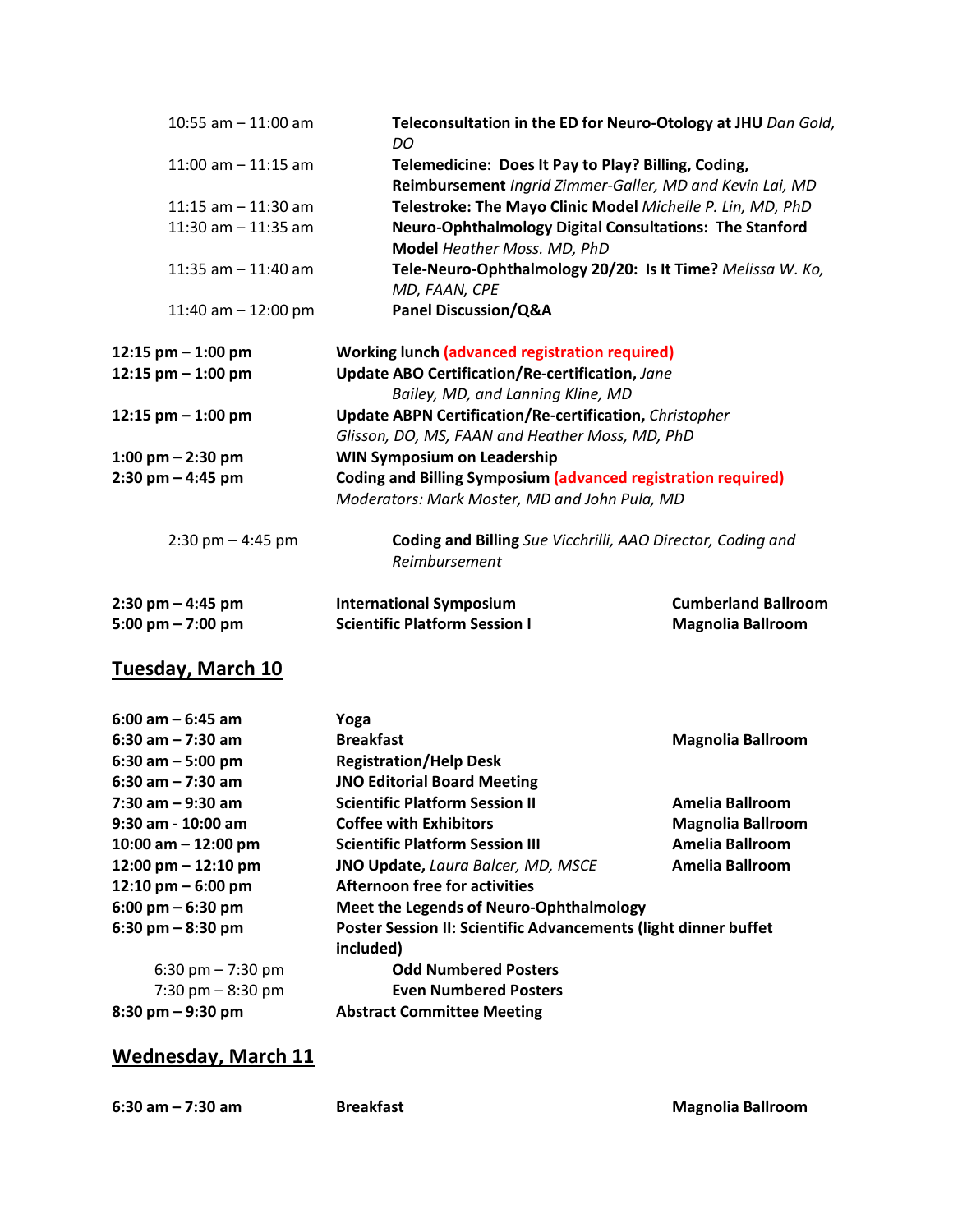| | | |
|---|---|---|
| 10:55 am – 11:00 am | **Teleconsultation in the ED for Neuro-Otology at JHU** *Dan Gold, DO* | |
| 11:00 am – 11:15 am | **Telemedicine: Does It Pay to Play? Billing, Coding, Reimbursement** *Ingrid Zimmer-Galler, MD and Kevin Lai, MD* | |
| 11:15 am – 11:30 am | **Telestroke: The Mayo Clinic Model** *Michelle P. Lin, MD, PhD* | |
| 11:30 am – 11:35 am | **Neuro-Ophthalmology Digital Consultations: The Stanford Model** *Heather Moss. MD, PhD* | |
| 11:35 am – 11:40 am | **Tele-Neuro-Ophthalmology 20/20: Is It Time?** *Melissa W. Ko, MD, FAAN, CPE* | |
| 11:40 am – 12:00 pm | **Panel Discussion/Q&A** | |
| **12:15 pm – 1:00 pm** | **Working lunch (advanced registration required)** | |
| **12:15 pm – 1:00 pm** | **Update ABO Certification/Re-certification,** *Jane Bailey, MD, and Lanning Kline, MD* | |
| **12:15 pm – 1:00 pm** | **Update ABPN Certification/Re-certification,** *Christopher Glisson, DO, MS, FAAN and Heather Moss, MD, PhD* | |
| **1:00 pm – 2:30 pm** | **WIN Symposium on Leadership** | |
| **2:30 pm – 4:45 pm** | **Coding and Billing Symposium (advanced registration required)** *Moderators: Mark Moster, MD and John Pula, MD* | |
| 2:30 pm – 4:45 pm | **Coding and Billing** *Sue Vicchrilli, AAO Director, Coding and Reimbursement* | |
| **2:30 pm – 4:45 pm** | **International Symposium** | **Cumberland Ballroom** |
| **5:00 pm – 7:00 pm** | **Scientific Platform Session I** | **Magnolia Ballroom** |

## Tuesday, March 10

| | | |
|---|---|---|
| **6:00 am – 6:45 am** | **Yoga** | |
| **6:30 am – 7:30 am** | **Breakfast** | **Magnolia Ballroom** |
| **6:30 am – 5:00 pm** | **Registration/Help Desk** | |
| **6:30 am – 7:30 am** | **JNO Editorial Board Meeting** | |
| **7:30 am – 9:30 am** | **Scientific Platform Session II** | **Amelia Ballroom** |
| **9:30 am - 10:00 am** | **Coffee with Exhibitors** | **Magnolia Ballroom** |
| **10:00 am – 12:00 pm** | **Scientific Platform Session III** | **Amelia Ballroom** |
| **12:00 pm – 12:10 pm** | **JNO Update,** *Laura Balcer, MD, MSCE* | **Amelia Ballroom** |
| **12:10 pm – 6:00 pm** | **Afternoon free for activities** | |
| **6:00 pm – 6:30 pm** | **Meet the Legends of Neuro-Ophthalmology** | |
| **6:30 pm – 8:30 pm** | **Poster Session II: Scientific Advancements (light dinner buffet included)** | |
| 6:30 pm – 7:30 pm | **Odd Numbered Posters** | |
| 7:30 pm – 8:30 pm | **Even Numbered Posters** | |
| **8:30 pm – 9:30 pm** | **Abstract Committee Meeting** | |

## Wednesday, March 11

| | | |
|---|---|---|
| **6:30 am – 7:30 am** | **Breakfast** | **Magnolia Ballroom** |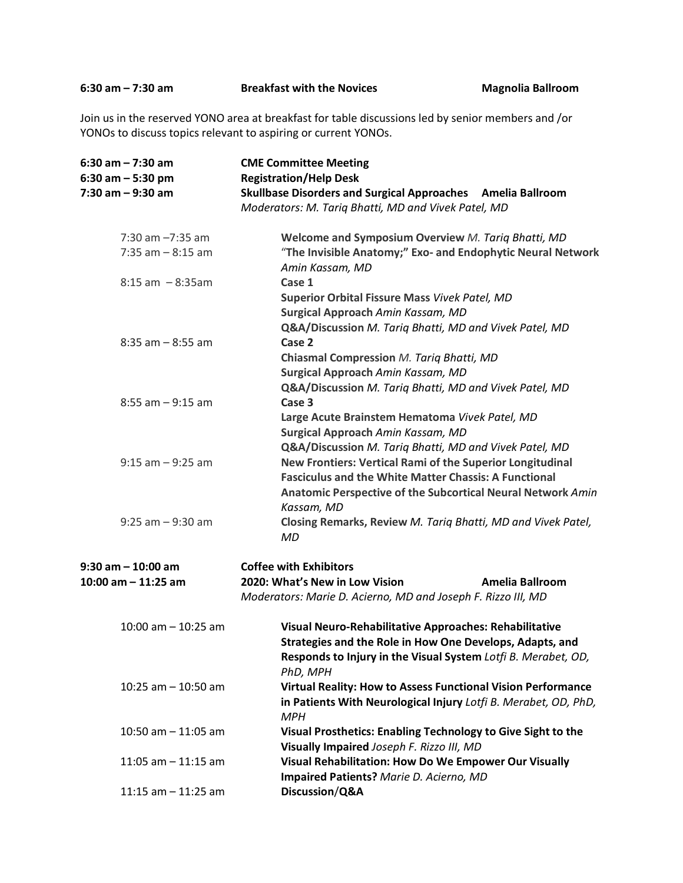**6:30 am – 7:30 am** | **Breakfast with the Novices** | **Magnolia Ballroom**

Join us in the reserved YONO area at breakfast for table discussions led by senior members and /or YONOs to discuss topics relevant to aspiring or current YONOs.

**6:30 am – 7:30 am** | **CME Committee Meeting**

**6:30 am – 5:30 pm** | **Registration/Help Desk**

**7:30 am – 9:30 am** | **Skullbase Disorders and Surgical Approaches** | **Amelia Ballroom**

*Moderators: M. Tariq Bhatti, MD and Vivek Patel, MD*

| Time | Session |
| --- | --- |
| 7:30 am –7:35 am | **Welcome and Symposium Overview** *M. Tariq Bhatti, MD* |
| 7:35 am – 8:15 am | **"The Invisible Anatomy;" Exo- and Endophytic Neural Network** *Amin Kassam, MD* |
| 8:15 am – 8:35am | **Case 1**<br>**Superior Orbital Fissure Mass** *Vivek Patel, MD*<br>**Surgical Approach** *Amin Kassam, MD*<br>**Q&A/Discussion** *M. Tariq Bhatti, MD and Vivek Patel, MD* |
| 8:35 am – 8:55 am | **Case 2**<br>**Chiasmal Compression** *M. Tariq Bhatti, MD*<br>**Surgical Approach** *Amin Kassam, MD*<br>**Q&A/Discussion** *M. Tariq Bhatti, MD and Vivek Patel, MD* |
| 8:55 am – 9:15 am | **Case 3**<br>**Large Acute Brainstem Hematoma** *Vivek Patel, MD*<br>**Surgical Approach** *Amin Kassam, MD*<br>**Q&A/Discussion** *M. Tariq Bhatti, MD and Vivek Patel, MD* |
| 9:15 am – 9:25 am | **New Frontiers: Vertical Rami of the Superior Longitudinal Fasciculus and the White Matter Chassis: A Functional Anatomic Perspective of the Subcortical Neural Network** *Amin Kassam, MD* |
| 9:25 am – 9:30 am | **Closing Remarks, Review** *M. Tariq Bhatti, MD and Vivek Patel, MD* |

**9:30 am – 10:00 am** | **Coffee with Exhibitors**

**10:00 am – 11:25 am** | **2020: What's New in Low Vision** | **Amelia Ballroom**

*Moderators: Marie D. Acierno, MD and Joseph F. Rizzo III, MD*

| Time | Session |
| --- | --- |
| 10:00 am – 10:25 am | **Visual Neuro-Rehabilitative Approaches: Rehabilitative Strategies and the Role in How One Develops, Adapts, and Responds to Injury in the Visual System** *Lotfi B. Merabet, OD, PhD, MPH* |
| 10:25 am – 10:50 am | **Virtual Reality: How to Assess Functional Vision Performance in Patients With Neurological Injury** *Lotfi B. Merabet, OD, PhD, MPH* |
| 10:50 am – 11:05 am | **Visual Prosthetics: Enabling Technology to Give Sight to the Visually Impaired** *Joseph F. Rizzo III, MD* |
| 11:05 am – 11:15 am | **Visual Rehabilitation: How Do We Empower Our Visually Impaired Patients?** *Marie D. Acierno, MD* |
| 11:15 am – 11:25 am | **Discussion/Q&A** |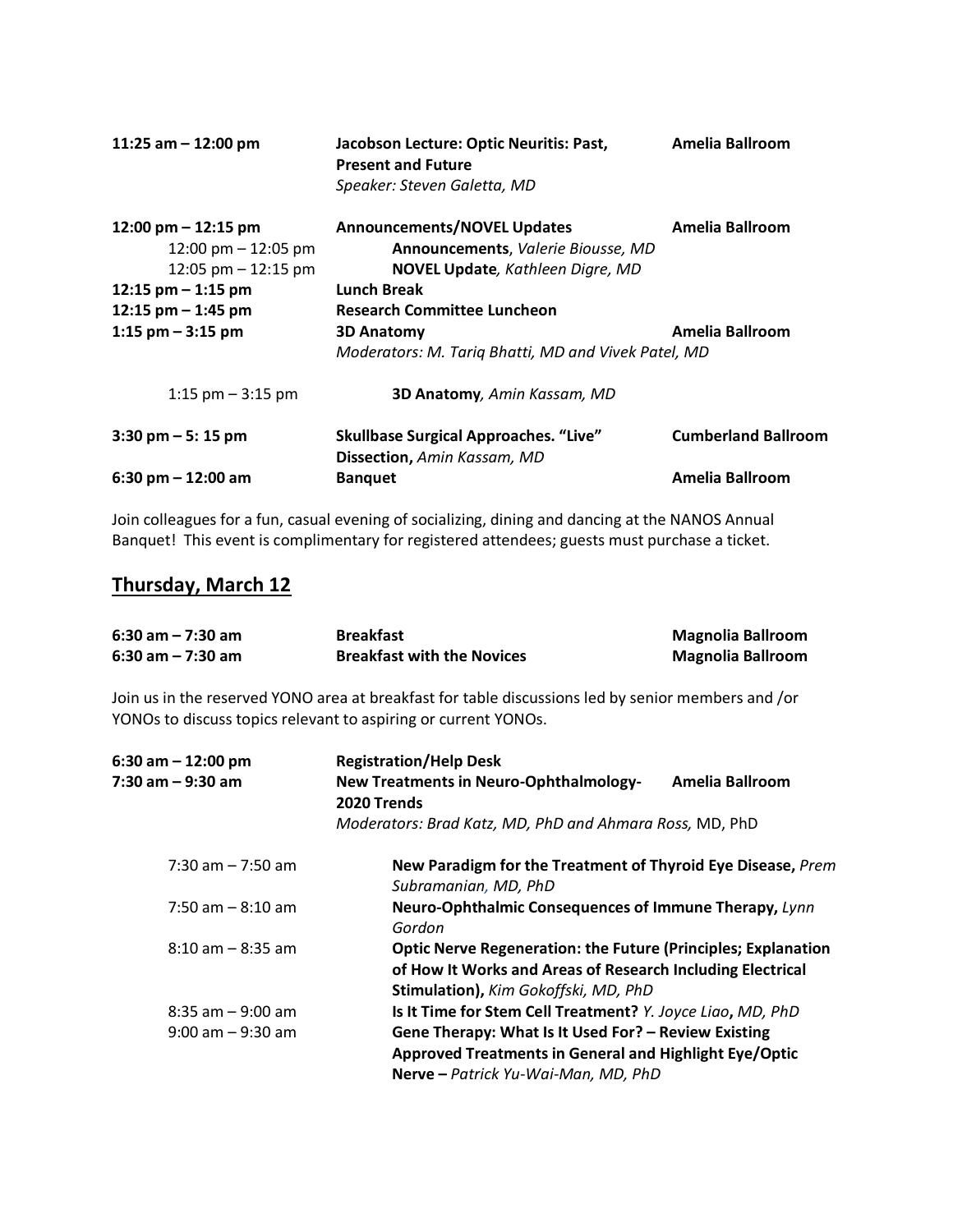| | | |
|---|---|---|
| **11:25 am – 12:00 pm** | **Jacobson Lecture: Optic Neuritis: Past, Present and Future**<br>*Speaker: Steven Galetta, MD* | **Amelia Ballroom** |
| **12:00 pm – 12:15 pm** | **Announcements/NOVEL Updates** | **Amelia Ballroom** |
| 12:00 pm – 12:05 pm | **Announcements**, *Valerie Biousse, MD* | |
| 12:05 pm – 12:15 pm | **NOVEL Update***, Kathleen Digre, MD* | |
| **12:15 pm – 1:15 pm** | **Lunch Break** | |
| **12:15 pm – 1:45 pm** | **Research Committee Luncheon** | |
| **1:15 pm – 3:15 pm** | **3D Anatomy**<br>*Moderators: M. Tariq Bhatti, MD and Vivek Patel, MD* | **Amelia Ballroom** |
| 1:15 pm – 3:15 pm | **3D Anatomy***, Amin Kassam, MD* | |
| **3:30 pm – 5: 15 pm** | **Skullbase Surgical Approaches. "Live" Dissection,** *Amin Kassam, MD* | **Cumberland Ballroom** |
| **6:30 pm – 12:00 am** | **Banquet** | **Amelia Ballroom** |

Join colleagues for a fun, casual evening of socializing, dining and dancing at the NANOS Annual Banquet! This event is complimentary for registered attendees; guests must purchase a ticket.

## Thursday, March 12

| | | |
|---|---|---|
| **6:30 am – 7:30 am** | **Breakfast** | **Magnolia Ballroom** |
| **6:30 am – 7:30 am** | **Breakfast with the Novices** | **Magnolia Ballroom** |

Join us in the reserved YONO area at breakfast for table discussions led by senior members and /or YONOs to discuss topics relevant to aspiring or current YONOs.

| | | |
|---|---|---|
| **6:30 am – 12:00 pm** | **Registration/Help Desk** | |
| **7:30 am – 9:30 am** | **New Treatments in Neuro-Ophthalmology-2020 Trends**<br>*Moderators: Brad Katz, MD, PhD and Ahmara Ross,* MD, PhD | **Amelia Ballroom** |
| 7:30 am – 7:50 am | **New Paradigm for the Treatment of Thyroid Eye Disease,** *Prem Subramanian, MD, PhD* | |
| 7:50 am – 8:10 am | **Neuro-Ophthalmic Consequences of Immune Therapy,** *Lynn Gordon* | |
| 8:10 am – 8:35 am | **Optic Nerve Regeneration: the Future (Principles; Explanation of How It Works and Areas of Research Including Electrical Stimulation),** *Kim Gokoffski, MD, PhD* | |
| 8:35 am – 9:00 am | **Is It Time for Stem Cell Treatment?** *Y. Joyce Liao***,** *MD, PhD* | |
| 9:00 am – 9:30 am | **Gene Therapy: What Is It Used For? – Review Existing Approved Treatments in General and Highlight Eye/Optic Nerve –** *Patrick Yu-Wai-Man, MD, PhD* | |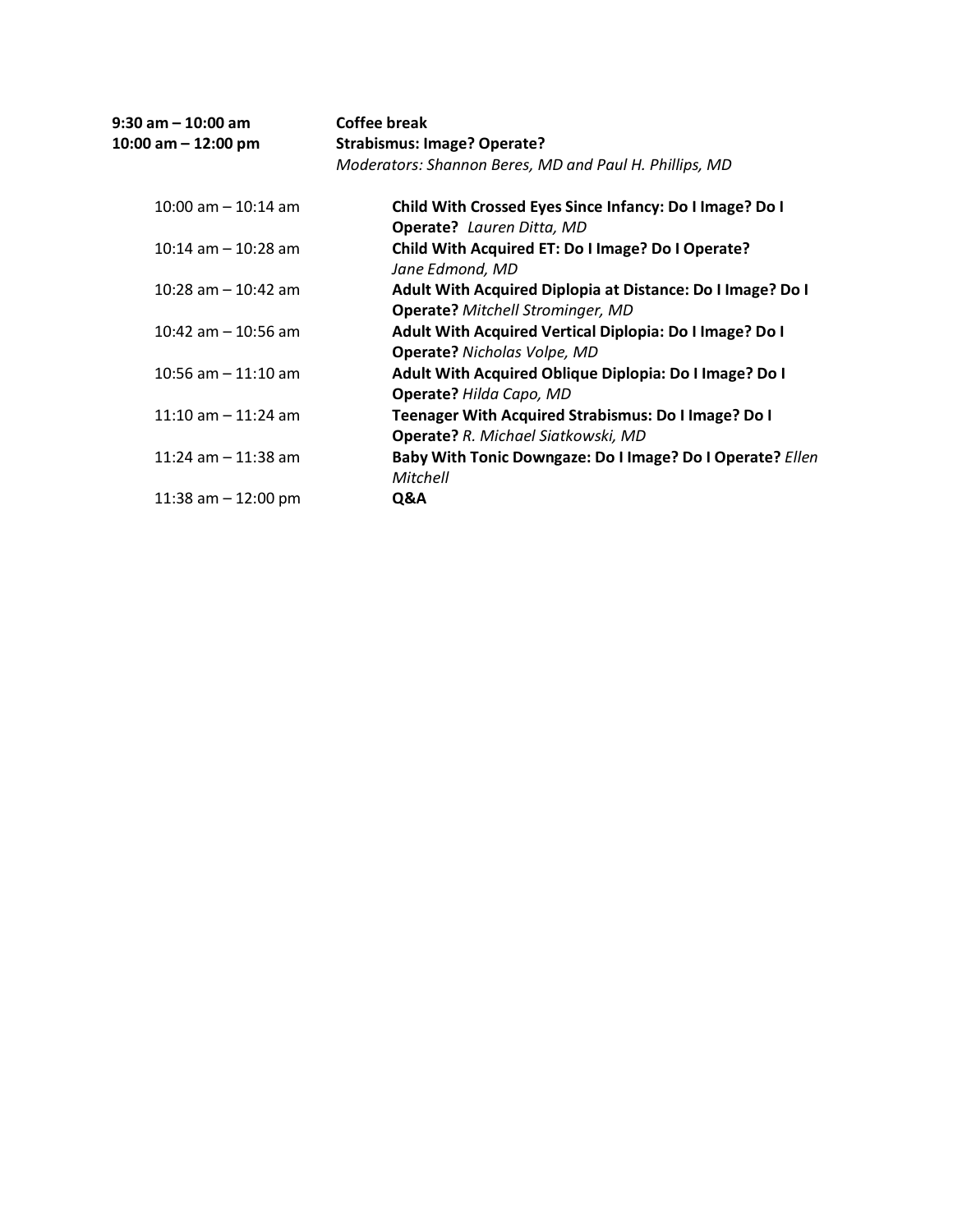| | |
|---|---|
| **9:30 am – 10:00 am** | **Coffee break** |
| **10:00 am – 12:00 pm** | **Strabismus: Image? Operate?** *Moderators: Shannon Beres, MD and Paul H. Phillips, MD* |
| 10:00 am – 10:14 am | **Child With Crossed Eyes Since Infancy: Do I Image? Do I Operate?** *Lauren Ditta, MD* |
| 10:14 am – 10:28 am | **Child With Acquired ET: Do I Image? Do I Operate?** *Jane Edmond, MD* |
| 10:28 am – 10:42 am | **Adult With Acquired Diplopia at Distance: Do I Image? Do I Operate?** *Mitchell Strominger, MD* |
| 10:42 am – 10:56 am | **Adult With Acquired Vertical Diplopia: Do I Image? Do I Operate?** *Nicholas Volpe, MD* |
| 10:56 am – 11:10 am | **Adult With Acquired Oblique Diplopia: Do I Image? Do I Operate?** *Hilda Capo, MD* |
| 11:10 am – 11:24 am | **Teenager With Acquired Strabismus: Do I Image? Do I Operate?** *R. Michael Siatkowski, MD* |
| 11:24 am – 11:38 am | **Baby With Tonic Downgaze: Do I Image? Do I Operate?** *Ellen Mitchell* |
| 11:38 am – 12:00 pm | **Q&A** |